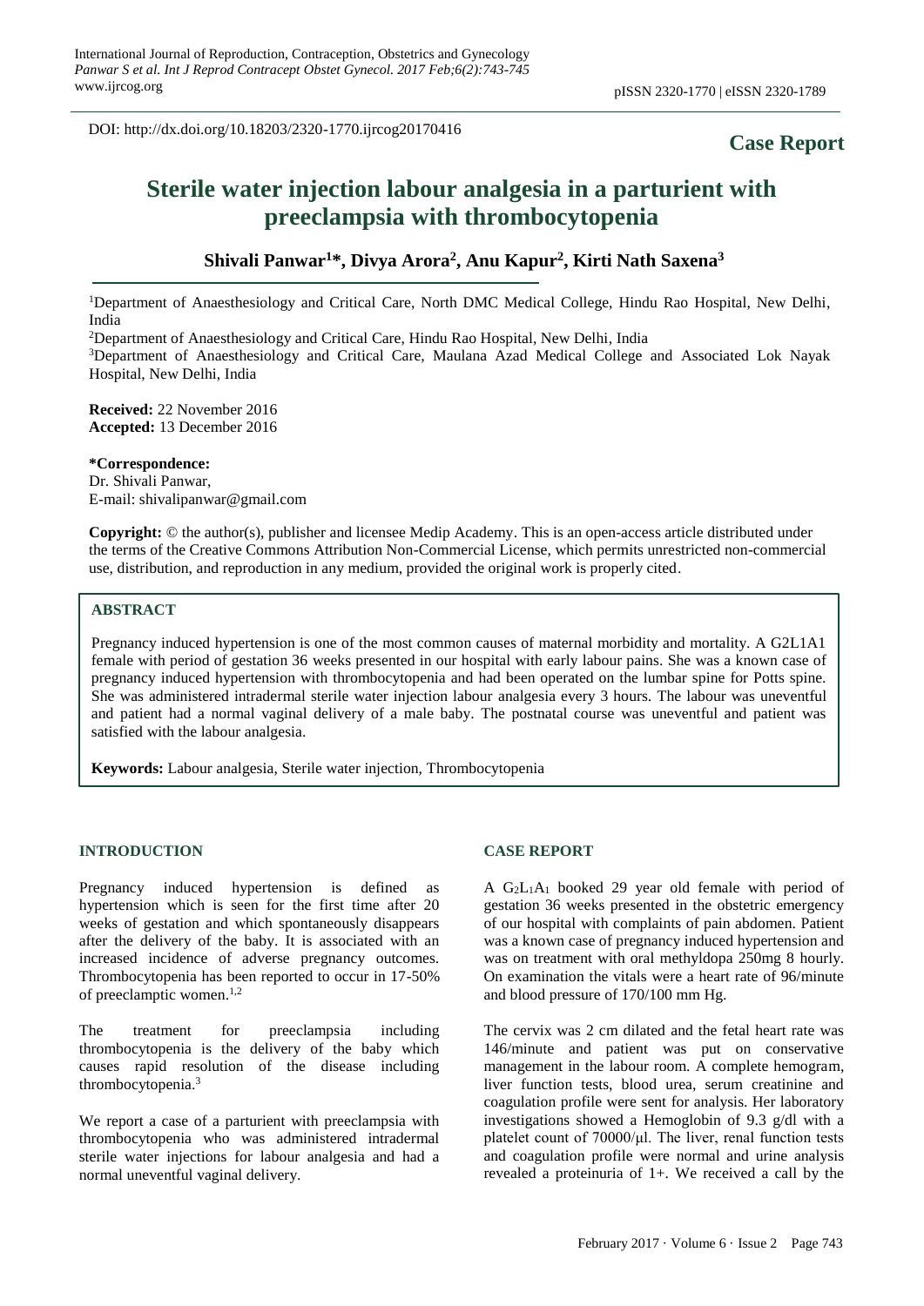DOI: http://dx.doi.org/10.18203/2320-1770.ijrcog20170416

**Case Report**

# Sterile water injection labour analgesia in a parturient with preeclampsia with thrombocytopenia

**Shivali Panwar[1]*, Divya Arora[2], Anu Kapur[2], Kirti Nath Saxena[3]**

[1]Department of Anaesthesiology and Critical Care, North DMC Medical College, Hindu Rao Hospital, New Delhi, India

[2]Department of Anaesthesiology and Critical Care, Hindu Rao Hospital, New Delhi, India

[3]Department of Anaesthesiology and Critical Care, Maulana Azad Medical College and Associated Lok Nayak Hospital, New Delhi, India

**Received:** 22 November 2016
**Accepted:** 13 December 2016

**\*Correspondence:**
Dr. Shivali Panwar,
E-mail: shivalipanwar@gmail.com

**Copyright:** © the author(s), publisher and licensee Medip Academy. This is an open-access article distributed under the terms of the Creative Commons Attribution Non-Commercial License, which permits unrestricted non-commercial use, distribution, and reproduction in any medium, provided the original work is properly cited.

## ABSTRACT

Pregnancy induced hypertension is one of the most common causes of maternal morbidity and mortality. A G2L1A1 female with period of gestation 36 weeks presented in our hospital with early labour pains. She was a known case of pregnancy induced hypertension with thrombocytopenia and had been operated on the lumbar spine for Potts spine. She was administered intradermal sterile water injection labour analgesia every 3 hours. The labour was uneventful and patient had a normal vaginal delivery of a male baby. The postnatal course was uneventful and patient was satisfied with the labour analgesia.

**Keywords:** Labour analgesia, Sterile water injection, Thrombocytopenia

## INTRODUCTION

Pregnancy induced hypertension is defined as hypertension which is seen for the first time after 20 weeks of gestation and which spontaneously disappears after the delivery of the baby. It is associated with an increased incidence of adverse pregnancy outcomes. Thrombocytopenia has been reported to occur in 17-50% of preeclamptic women.[1,2]

The treatment for preeclampsia including thrombocytopenia is the delivery of the baby which causes rapid resolution of the disease including thrombocytopenia.[3]

We report a case of a parturient with preeclampsia with thrombocytopenia who was administered intradermal sterile water injections for labour analgesia and had a normal uneventful vaginal delivery.

## CASE REPORT

A $G_2L_1A_1$ booked 29 year old female with period of gestation 36 weeks presented in the obstetric emergency of our hospital with complaints of pain abdomen. Patient was a known case of pregnancy induced hypertension and was on treatment with oral methyldopa 250mg 8 hourly. On examination the vitals were a heart rate of 96/minute and blood pressure of 170/100 mm Hg.

The cervix was 2 cm dilated and the fetal heart rate was 146/minute and patient was put on conservative management in the labour room. A complete hemogram, liver function tests, blood urea, serum creatinine and coagulation profile were sent for analysis. Her laboratory investigations showed a Hemoglobin of 9.3 g/dl with a platelet count of 70000/μl. The liver, renal function tests and coagulation profile were normal and urine analysis revealed a proteinuria of 1+. We received a call by the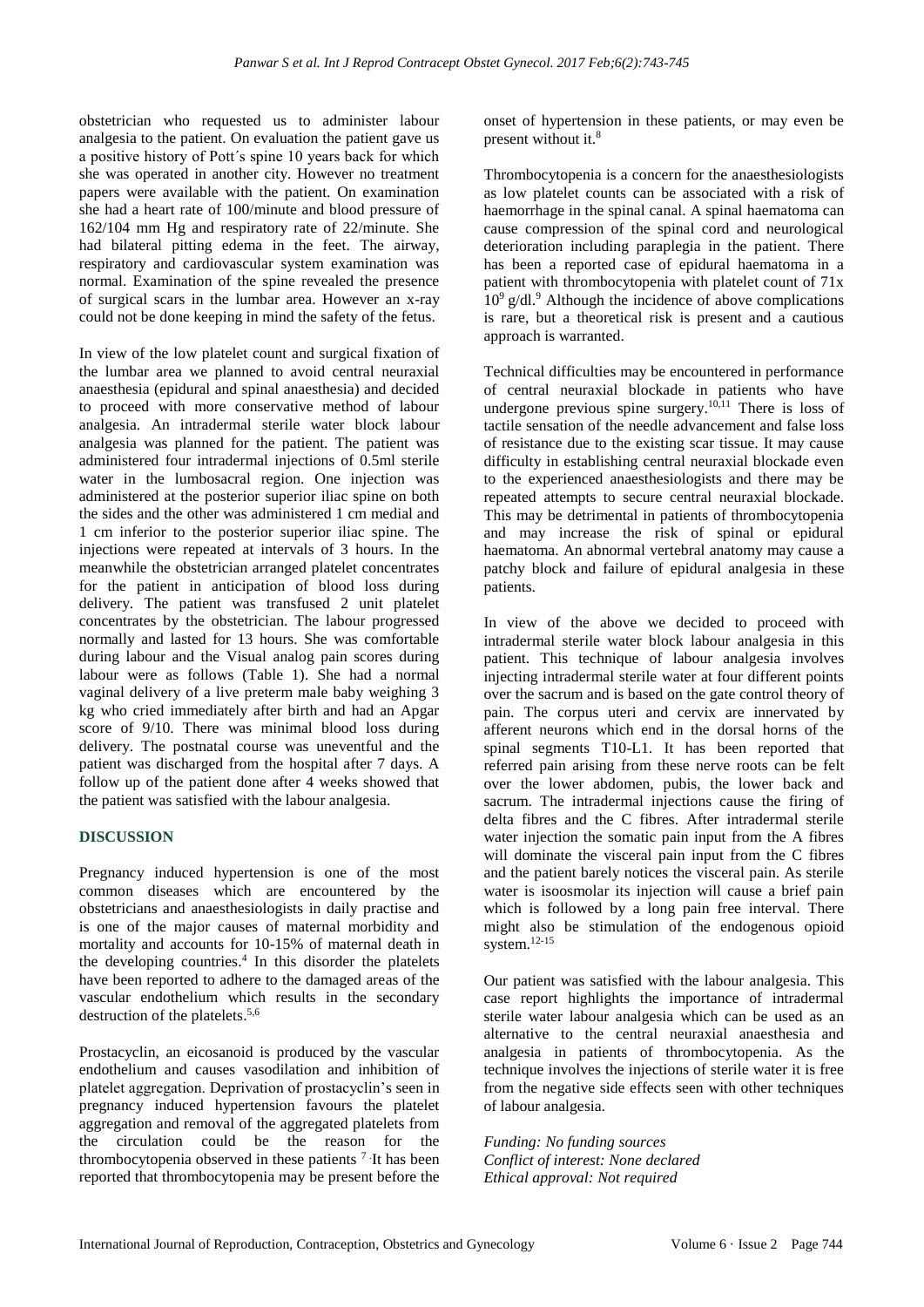obstetrician who requested us to administer labour analgesia to the patient. On evaluation the patient gave us a positive history of Pott´s spine 10 years back for which she was operated in another city. However no treatment papers were available with the patient. On examination she had a heart rate of 100/minute and blood pressure of 162/104 mm Hg and respiratory rate of 22/minute. She had bilateral pitting edema in the feet. The airway, respiratory and cardiovascular system examination was normal. Examination of the spine revealed the presence of surgical scars in the lumbar area. However an x-ray could not be done keeping in mind the safety of the fetus.

In view of the low platelet count and surgical fixation of the lumbar area we planned to avoid central neuraxial anaesthesia (epidural and spinal anaesthesia) and decided to proceed with more conservative method of labour analgesia. An intradermal sterile water block labour analgesia was planned for the patient. The patient was administered four intradermal injections of 0.5ml sterile water in the lumbosacral region. One injection was administered at the posterior superior iliac spine on both the sides and the other was administered 1 cm medial and 1 cm inferior to the posterior superior iliac spine. The injections were repeated at intervals of 3 hours. In the meanwhile the obstetrician arranged platelet concentrates for the patient in anticipation of blood loss during delivery. The patient was transfused 2 unit platelet concentrates by the obstetrician. The labour progressed normally and lasted for 13 hours. She was comfortable during labour and the Visual analog pain scores during labour were as follows (Table 1). She had a normal vaginal delivery of a live preterm male baby weighing 3 kg who cried immediately after birth and had an Apgar score of 9/10. There was minimal blood loss during delivery. The postnatal course was uneventful and the patient was discharged from the hospital after 7 days. A follow up of the patient done after 4 weeks showed that the patient was satisfied with the labour analgesia.

## DISCUSSION

Pregnancy induced hypertension is one of the most common diseases which are encountered by the obstetricians and anaesthesiologists in daily practise and is one of the major causes of maternal morbidity and mortality and accounts for 10-15% of maternal death in the developing countries.[4] In this disorder the platelets have been reported to adhere to the damaged areas of the vascular endothelium which results in the secondary destruction of the platelets.[5,6]

Prostacyclin, an eicosanoid is produced by the vascular endothelium and causes vasodilation and inhibition of platelet aggregation. Deprivation of prostacyclin's seen in pregnancy induced hypertension favours the platelet aggregation and removal of the aggregated platelets from the circulation could be the reason for the thrombocytopenia observed in these patients [7]. It has been reported that thrombocytopenia may be present before the onset of hypertension in these patients, or may even be present without it.[8]

Thrombocytopenia is a concern for the anaesthesiologists as low platelet counts can be associated with a risk of haemorrhage in the spinal canal. A spinal haematoma can cause compression of the spinal cord and neurological deterioration including paraplegia in the patient. There has been a reported case of epidural haematoma in a patient with thrombocytopenia with platelet count of $71 \times 10^9$ g/dl.[9] Although the incidence of above complications is rare, but a theoretical risk is present and a cautious approach is warranted.

Technical difficulties may be encountered in performance of central neuraxial blockade in patients who have undergone previous spine surgery.[10,11] There is loss of tactile sensation of the needle advancement and false loss of resistance due to the existing scar tissue. It may cause difficulty in establishing central neuraxial blockade even to the experienced anaesthesiologists and there may be repeated attempts to secure central neuraxial blockade. This may be detrimental in patients of thrombocytopenia and may increase the risk of spinal or epidural haematoma. An abnormal vertebral anatomy may cause a patchy block and failure of epidural analgesia in these patients.

In view of the above we decided to proceed with intradermal sterile water block labour analgesia in this patient. This technique of labour analgesia involves injecting intradermal sterile water at four different points over the sacrum and is based on the gate control theory of pain. The corpus uteri and cervix are innervated by afferent neurons which end in the dorsal horns of the spinal segments T10-L1. It has been reported that referred pain arising from these nerve roots can be felt over the lower abdomen, pubis, the lower back and sacrum. The intradermal injections cause the firing of delta fibres and the C fibres. After intradermal sterile water injection the somatic pain input from the A fibres will dominate the visceral pain input from the C fibres and the patient barely notices the visceral pain. As sterile water is isoosmolar its injection will cause a brief pain which is followed by a long pain free interval. There might also be stimulation of the endogenous opioid system.[12-15]

Our patient was satisfied with the labour analgesia. This case report highlights the importance of intradermal sterile water labour analgesia which can be used as an alternative to the central neuraxial anaesthesia and analgesia in patients of thrombocytopenia. As the technique involves the injections of sterile water it is free from the negative side effects seen with other techniques of labour analgesia.

*Funding: No funding sources*
*Conflict of interest: None declared*
*Ethical approval: Not required*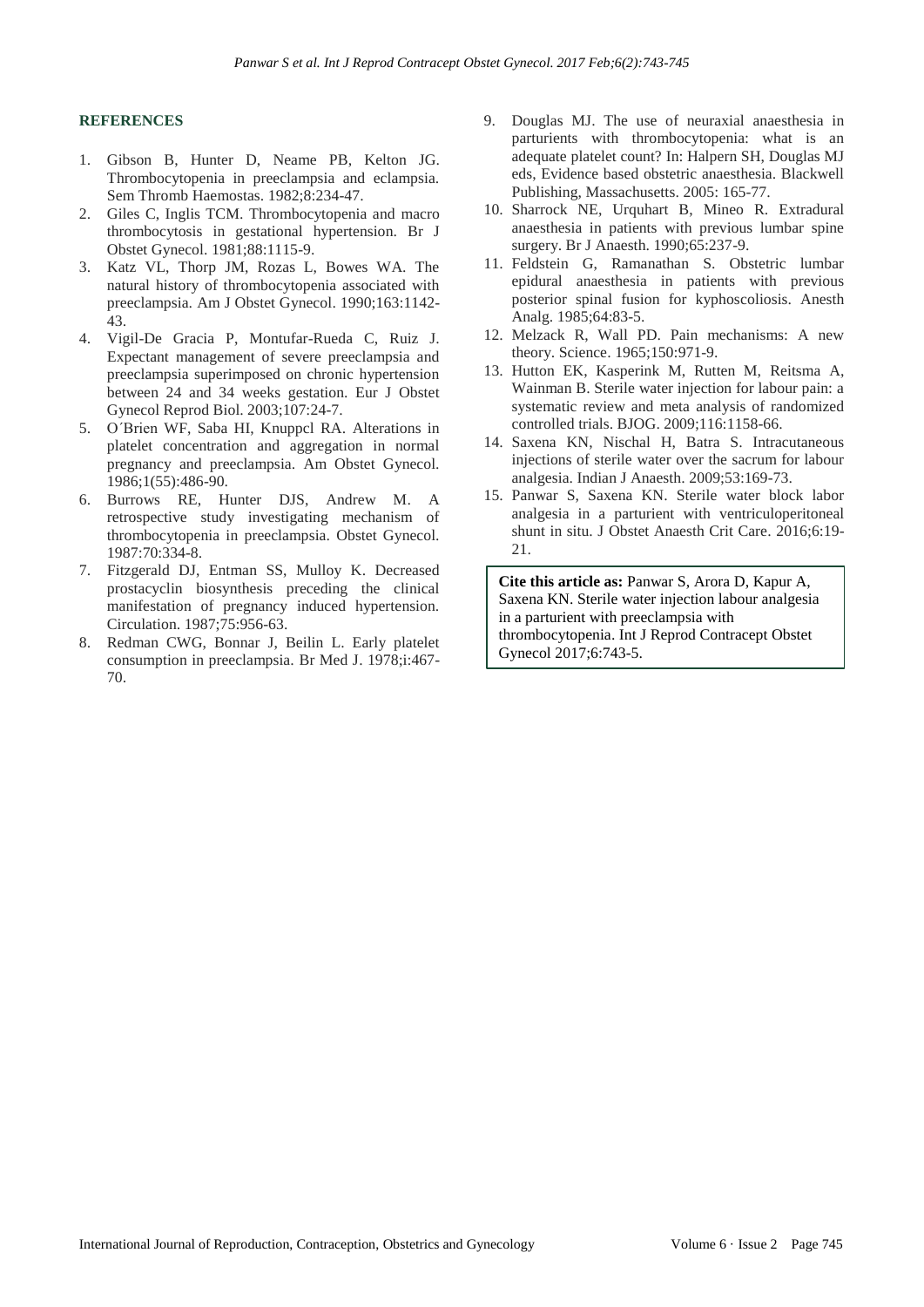## REFERENCES

1. Gibson B, Hunter D, Neame PB, Kelton JG. Thrombocytopenia in preeclampsia and eclampsia. Sem Thromb Haemostas. 1982;8:234-47.
2. Giles C, Inglis TCM. Thrombocytopenia and macro thrombocytosis in gestational hypertension. Br J Obstet Gynecol. 1981;88:1115-9.
3. Katz VL, Thorp JM, Rozas L, Bowes WA. The natural history of thrombocytopenia associated with preeclampsia. Am J Obstet Gynecol. 1990;163:1142-43.
4. Vigil-De Gracia P, Montufar-Rueda C, Ruiz J. Expectant management of severe preeclampsia and preeclampsia superimposed on chronic hypertension between 24 and 34 weeks gestation. Eur J Obstet Gynecol Reprod Biol. 2003;107:24-7.
5. O´Brien WF, Saba HI, Knuppcl RA. Alterations in platelet concentration and aggregation in normal pregnancy and preeclampsia. Am Obstet Gynecol. 1986;1(55):486-90.
6. Burrows RE, Hunter DJS, Andrew M. A retrospective study investigating mechanism of thrombocytopenia in preeclampsia. Obstet Gynecol. 1987:70:334-8.
7. Fitzgerald DJ, Entman SS, Mulloy K. Decreased prostacyclin biosynthesis preceding the clinical manifestation of pregnancy induced hypertension. Circulation. 1987;75:956-63.
8. Redman CWG, Bonnar J, Beilin L. Early platelet consumption in preeclampsia. Br Med J. 1978;i:467-70.
9. Douglas MJ. The use of neuraxial anaesthesia in parturients with thrombocytopenia: what is an adequate platelet count? In: Halpern SH, Douglas MJ eds, Evidence based obstetric anaesthesia. Blackwell Publishing, Massachusetts. 2005: 165-77.
10. Sharrock NE, Urquhart B, Mineo R. Extradural anaesthesia in patients with previous lumbar spine surgery. Br J Anaesth. 1990;65:237-9.
11. Feldstein G, Ramanathan S. Obstetric lumbar epidural anaesthesia in patients with previous posterior spinal fusion for kyphoscoliosis. Anesth Analg. 1985;64:83-5.
12. Melzack R, Wall PD. Pain mechanisms: A new theory. Science. 1965;150:971-9.
13. Hutton EK, Kasperink M, Rutten M, Reitsma A, Wainman B. Sterile water injection for labour pain: a systematic review and meta analysis of randomized controlled trials. BJOG. 2009;116:1158-66.
14. Saxena KN, Nischal H, Batra S. Intracutaneous injections of sterile water over the sacrum for labour analgesia. Indian J Anaesth. 2009;53:169-73.
15. Panwar S, Saxena KN. Sterile water block labor analgesia in a parturient with ventriculoperitoneal shunt in situ. J Obstet Anaesth Crit Care. 2016;6:19-21.

**Cite this article as:** Panwar S, Arora D, Kapur A, Saxena KN. Sterile water injection labour analgesia in a parturient with preeclampsia with thrombocytopenia. Int J Reprod Contracept Obstet Gynecol 2017;6:743-5.